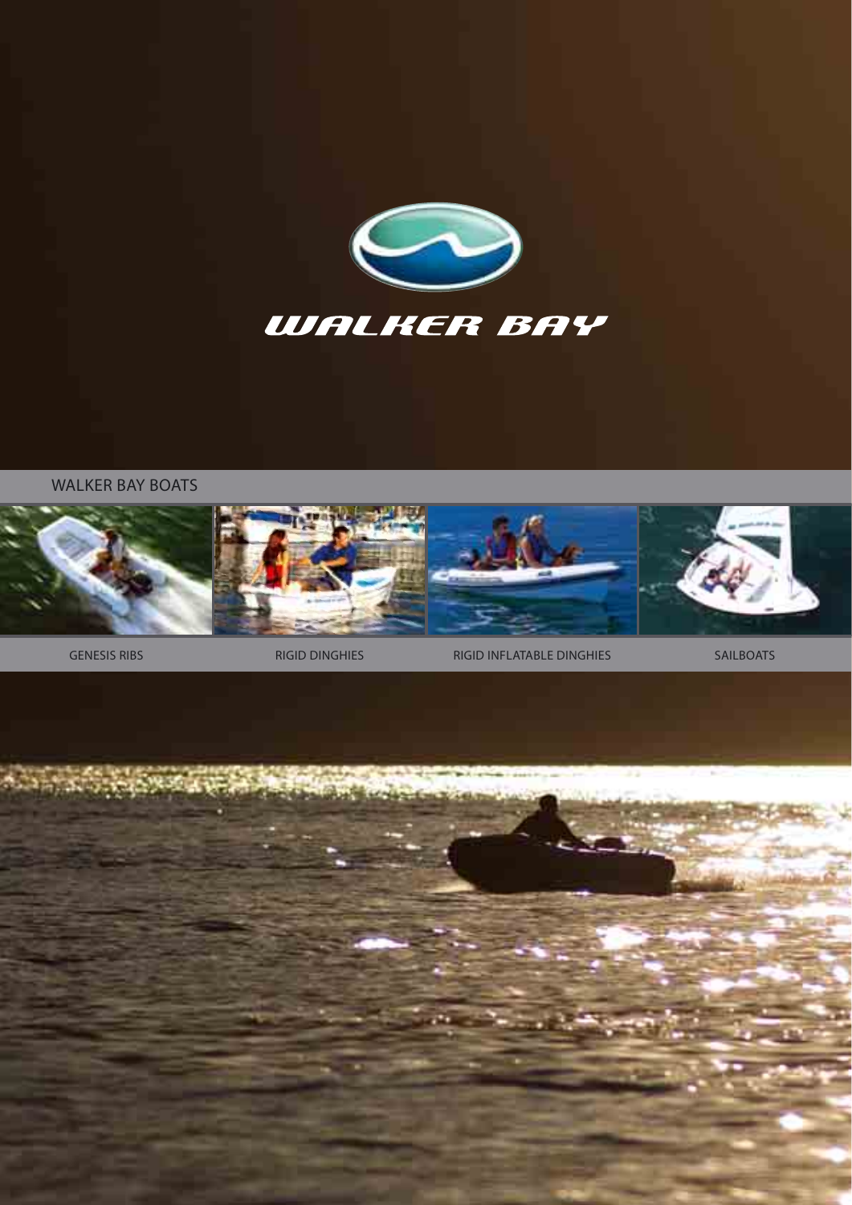# WALKER BAY

WALKER BAY BOATS

GENESIS RIBS

RIGID DINGHIES

RIGID INFLATABLE DINGHIES

SAILBOATS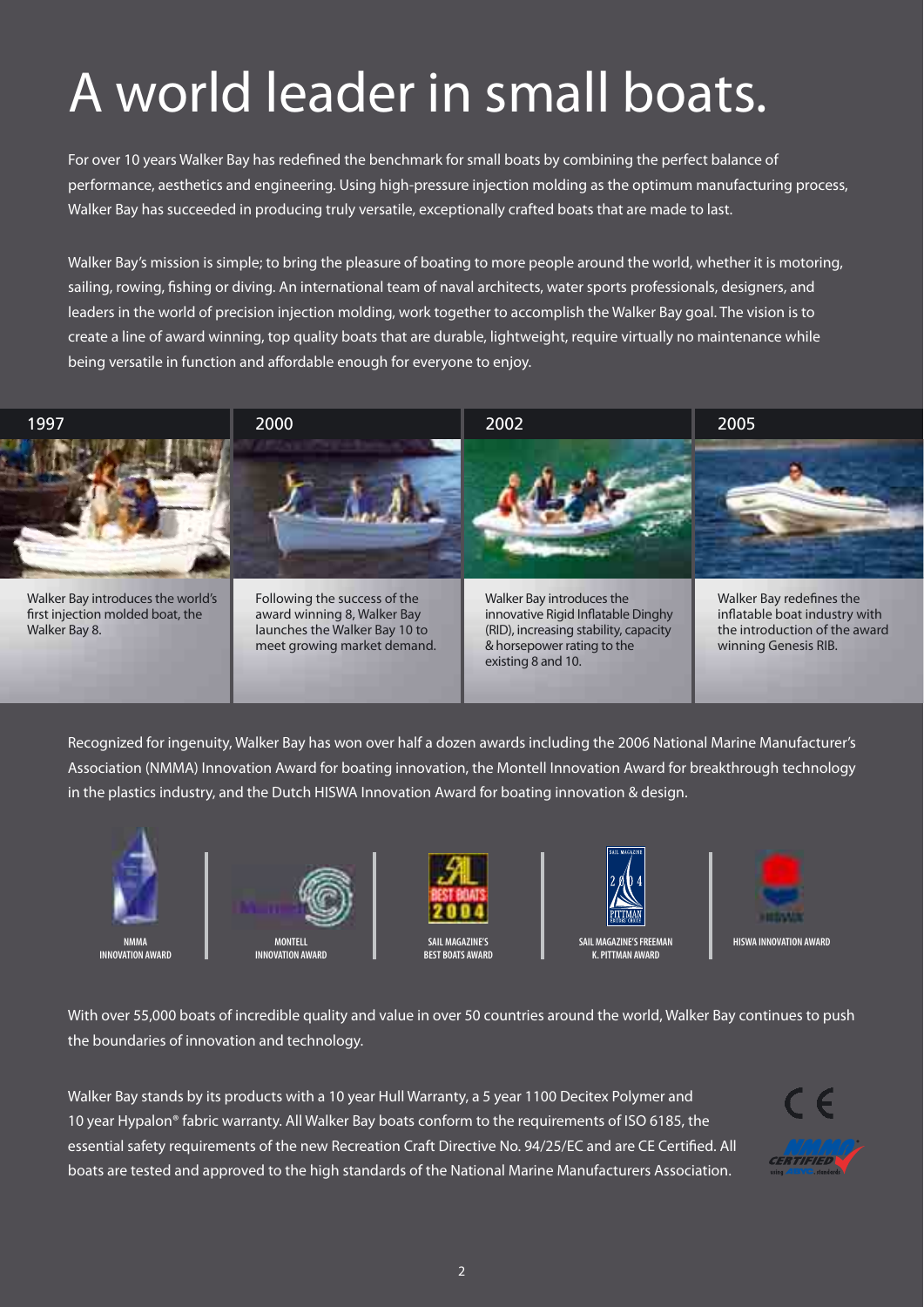# A world leader in small boats.

For over 10 years Walker Bay has redefined the benchmark for small boats by combining the perfect balance of performance, aesthetics and engineering. Using high-pressure injection molding as the optimum manufacturing process, Walker Bay has succeeded in producing truly versatile, exceptionally crafted boats that are made to last.

Walker Bay's mission is simple; to bring the pleasure of boating to more people around the world, whether it is motoring, sailing, rowing, fishing or diving. An international team of naval architects, water sports professionals, designers, and leaders in the world of precision injection molding, work together to accomplish the Walker Bay goal. The vision is to create a line of award winning, top quality boats that are durable, lightweight, require virtually no maintenance while being versatile in function and affordable enough for everyone to enjoy.

**1997**

Walker Bay introduces the world's first injection molded boat, the Walker Bay 8.

**2000**

Following the success of the award winning 8, Walker Bay launches the Walker Bay 10 to meet growing market demand.

**2002**

Walker Bay introduces the innovative Rigid Inflatable Dinghy (RID), increasing stability, capacity & horsepower rating to the existing 8 and 10.

**2005**

Walker Bay redefines the inflatable boat industry with the introduction of the award winning Genesis RIB.

Recognized for ingenuity, Walker Bay has won over half a dozen awards including the 2006 National Marine Manufacturer's Association (NMMA) Innovation Award for boating innovation, the Montell Innovation Award for breakthrough technology in the plastics industry, and the Dutch HISWA Innovation Award for boating innovation & design.

NMMA INNOVATION AWARD | MONTELL INNOVATION AWARD | SAIL MAGAZINE'S BEST BOATS AWARD | SAIL MAGAZINE'S FREEMAN K. PITTMAN AWARD | HISWA INNOVATION AWARD

With over 55,000 boats of incredible quality and value in over 50 countries around the world, Walker Bay continues to push the boundaries of innovation and technology.

Walker Bay stands by its products with a 10 year Hull Warranty, a 5 year 1100 Decitex Polymer and 10 year Hypalon® fabric warranty. All Walker Bay boats conform to the requirements of ISO 6185, the essential safety requirements of the new Recreation Craft Directive No. 94/25/EC and are CE Certified. All boats are tested and approved to the high standards of the National Marine Manufacturers Association.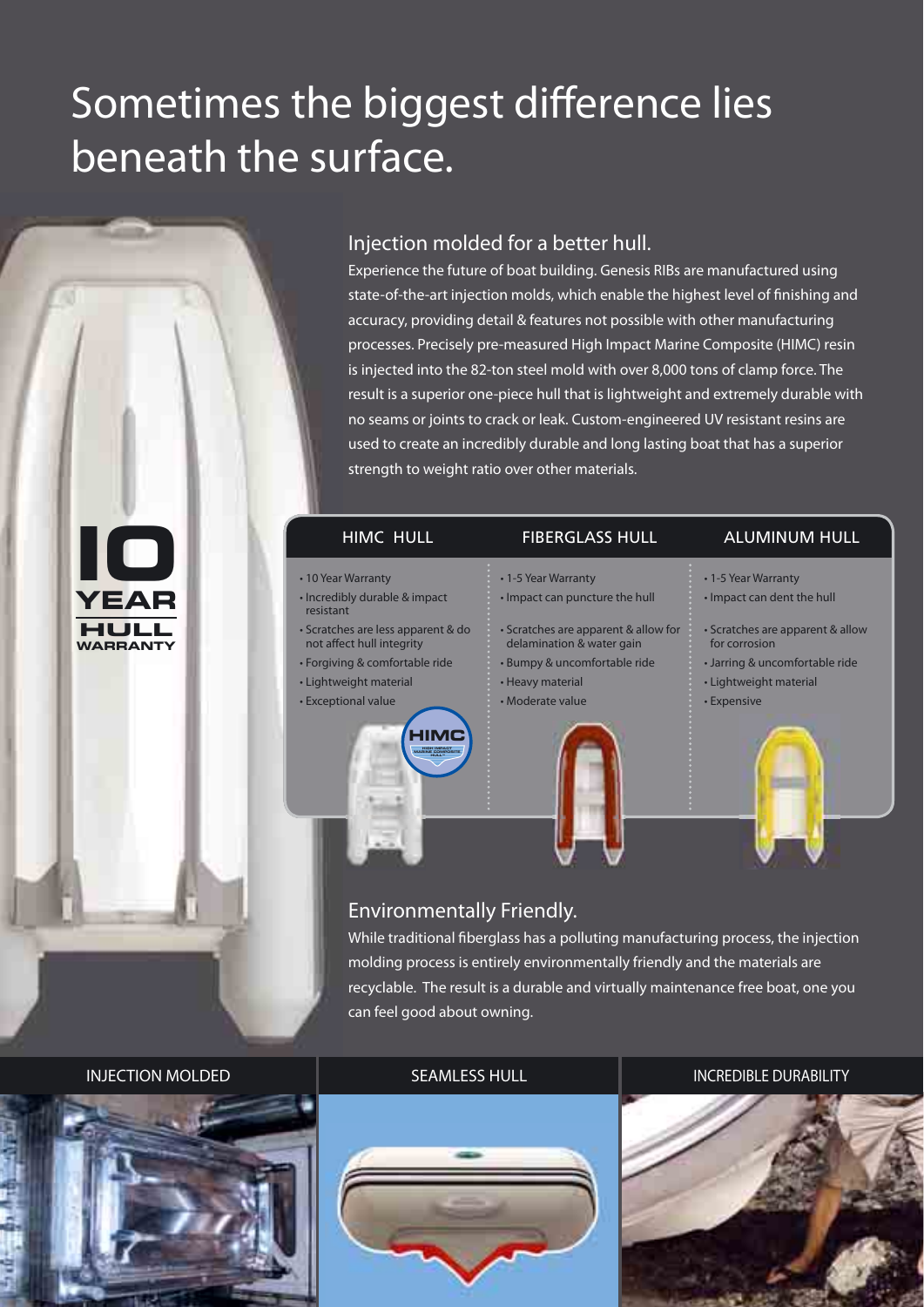# Sometimes the biggest difference lies beneath the surface.

## Injection molded for a better hull.

Experience the future of boat building. Genesis RIBs are manufactured using state-of-the-art injection molds, which enable the highest level of finishing and accuracy, providing detail & features not possible with other manufacturing processes. Precisely pre-measured High Impact Marine Composite (HIMC) resin is injected into the 82-ton steel mold with over 8,000 tons of clamp force. The result is a superior one-piece hull that is lightweight and extremely durable with no seams or joints to crack or leak. Custom-engineered UV resistant resins are used to create an incredibly durable and long lasting boat that has a superior strength to weight ratio over other materials.

**10 YEAR HULL WARRANTY**

| HIMC HULL | FIBERGLASS HULL | ALUMINUM HULL |
|---|---|---|
| • 10 Year Warranty | • 1-5 Year Warranty | • 1-5 Year Warranty |
| • Incredibly durable & impact resistant | • Impact can puncture the hull | • Impact can dent the hull |
| • Scratches are less apparent & do not affect hull integrity | • Scratches are apparent & allow for delamination & water gain | • Scratches are apparent & allow for corrosion |
| • Forgiving & comfortable ride | • Bumpy & uncomfortable ride | • Jarring & uncomfortable ride |
| • Lightweight material | • Heavy material | • Lightweight material |
| • Exceptional value | • Moderate value | • Expensive |

## Environmentally Friendly.

While traditional fiberglass has a polluting manufacturing process, the injection molding process is entirely environmentally friendly and the materials are recyclable. The result is a durable and virtually maintenance free boat, one you can feel good about owning.

INJECTION MOLDED

SEAMLESS HULL

INCREDIBLE DURABILITY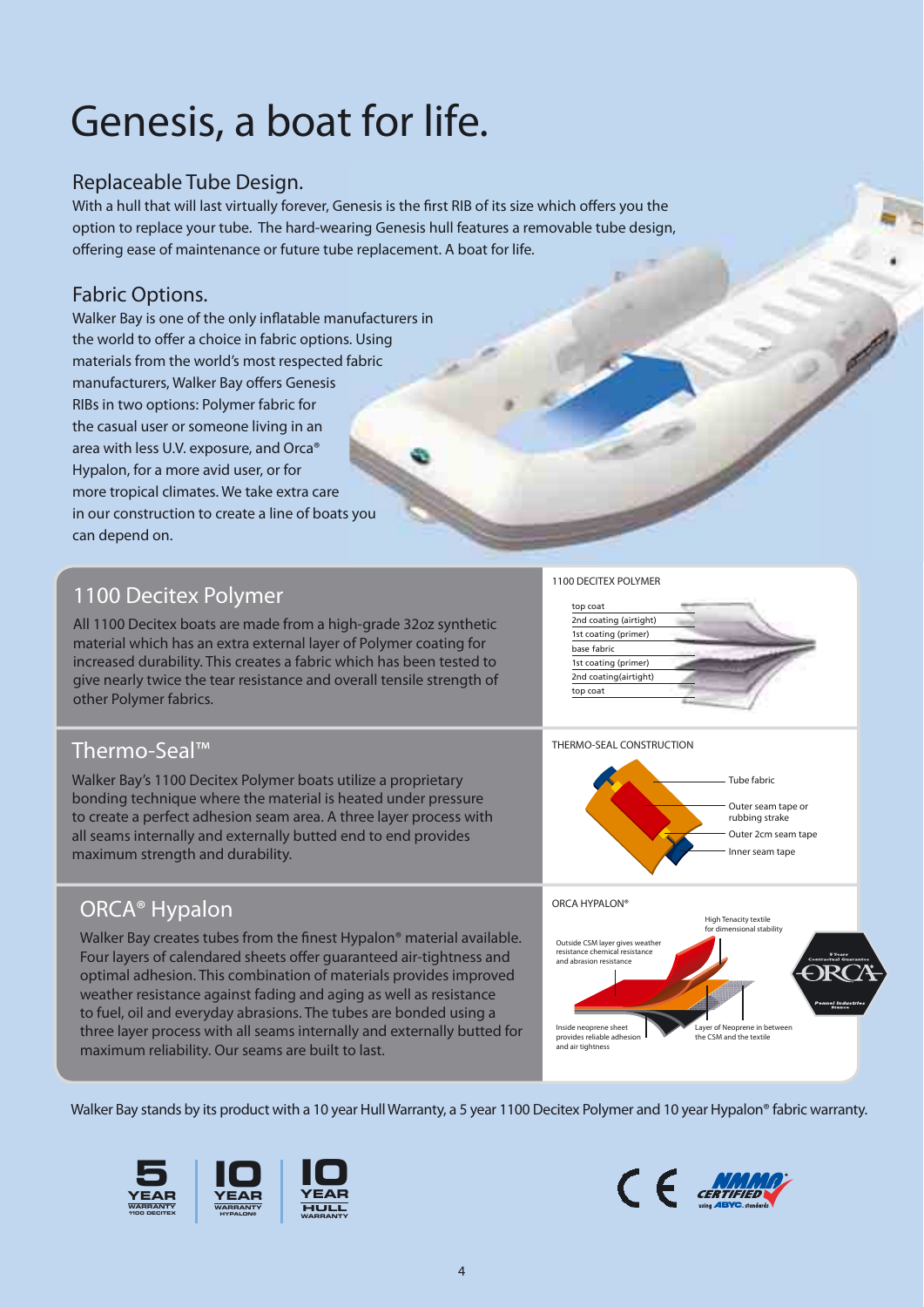# Genesis, a boat for life.

## Replaceable Tube Design.

With a hull that will last virtually forever, Genesis is the first RIB of its size which offers you the option to replace your tube. The hard-wearing Genesis hull features a removable tube design, offering ease of maintenance or future tube replacement. A boat for life.

## Fabric Options.

Walker Bay is one of the only inflatable manufacturers in the world to offer a choice in fabric options. Using materials from the world's most respected fabric manufacturers, Walker Bay offers Genesis RIBs in two options: Polymer fabric for the casual user or someone living in an area with less U.V. exposure, and Orca® Hypalon, for a more avid user, or for more tropical climates. We take extra care in our construction to create a line of boats you can depend on.

## 1100 Decitex Polymer

All 1100 Decitex boats are made from a high-grade 32oz synthetic material which has an extra external layer of Polymer coating for increased durability. This creates a fabric which has been tested to give nearly twice the tear resistance and overall tensile strength of other Polymer fabrics.

1100 DECITEX POLYMER

- top coat
- 2nd coating (airtight)
- 1st coating (primer)
- base fabric
- 1st coating (primer)
- 2nd coating(airtight)
- top coat

## Thermo-Seal™

Walker Bay's 1100 Decitex Polymer boats utilize a proprietary bonding technique where the material is heated under pressure to create a perfect adhesion seam area. A three layer process with all seams internally and externally butted end to end provides maximum strength and durability.

THERMO-SEAL CONSTRUCTION

- Tube fabric
- Outer seam tape or rubbing strake
- Outer 2cm seam tape
- Inner seam tape

## ORCA® Hypalon

Walker Bay creates tubes from the finest Hypalon® material available. Four layers of calendared sheets offer guaranteed air-tightness and optimal adhesion. This combination of materials provides improved weather resistance against fading and aging as well as resistance to fuel, oil and everyday abrasions. The tubes are bonded using a three layer process with all seams internally and externally butted for maximum reliability. Our seams are built to last.

ORCA HYPALON®

- High Tenacity textile for dimensional stability
- Outside CSM layer gives weather resistance chemical resistance and abrasion resistance
- Inside neoprene sheet provides reliable adhesion and air tightness
- Layer of Neoprene in between the CSM and the textile

Walker Bay stands by its product with a 10 year Hull Warranty, a 5 year 1100 Decitex Polymer and 10 year Hypalon® fabric warranty.

5 YEAR WARRANTY 1100 DECITEX | 10 YEAR WARRANTY HYPALON® | 10 YEAR HULL WARRANTY

CE | NMMA CERTIFIED using ABYC standards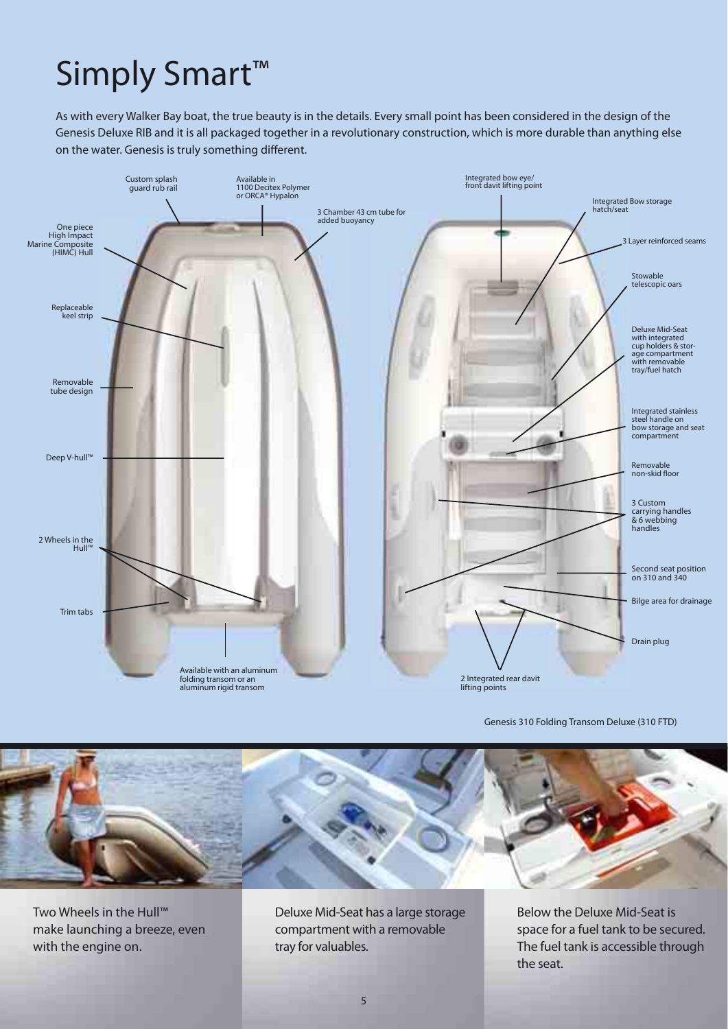# Simply Smart™

As with every Walker Bay boat, the true beauty is in the details. Every small point has been considered in the design of the Genesis Deluxe RIB and it is all packaged together in a revolutionary construction, which is more durable than anything else on the water. Genesis is truly something different.

- Custom splash guard rub rail
- Available in 1100 Decitex Polymer or ORCA® Hypalon
- 3 Chamber 43 cm tube for added buoyancy
- One piece High Impact Marine Composite (HIMC) Hull
- Replaceable keel strip
- Removable tube design
- Deep V-hull™
- 2 Wheels in the Hull™
- Trim tabs
- Available with an aluminum folding transom or an aluminum rigid transom
- Integrated bow eye/ front davit lifting point
- Integrated Bow storage hatch/seat
- 3 Layer reinforced seams
- Stowable telescopic oars
- Deluxe Mid-Seat with integrated cup holders & storage compartment with removable tray/fuel hatch
- Integrated stainless steel handle on bow storage and seat compartment
- Removable non-skid floor
- 3 Custom carrying handles & 6 webbing handles
- Second seat position on 310 and 340
- Bilge area for drainage
- Drain plug
- 2 Integrated rear davit lifting points

Genesis 310 Folding Transom Deluxe (310 FTD)

Two Wheels in the Hull™ make launching a breeze, even with the engine on.

Deluxe Mid-Seat has a large storage compartment with a removable tray for valuables.

Below the Deluxe Mid-Seat is space for a fuel tank to be secured. The fuel tank is accessible through the seat.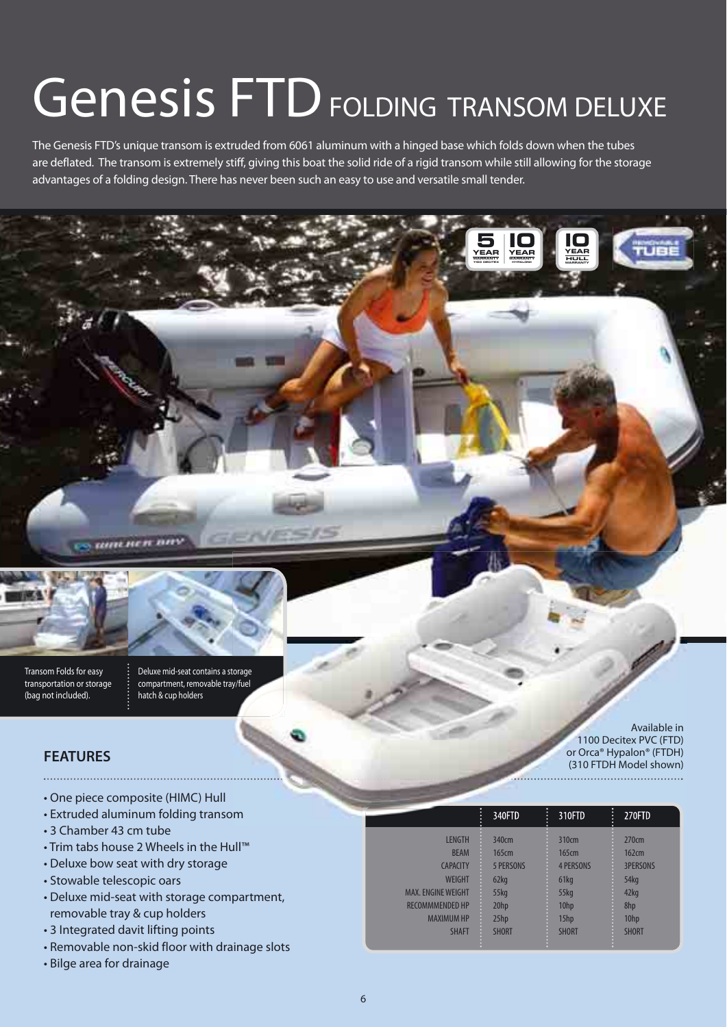# Genesis FTD FOLDING TRANSOM DELUXE

The Genesis FTD's unique transom is extruded from 6061 aluminum with a hinged base which folds down when the tubes are deflated. The transom is extremely stiff, giving this boat the solid ride of a rigid transom while still allowing for the storage advantages of a folding design. There has never been such an easy to use and versatile small tender.

Transom Folds for easy transportation or storage (bag not included).

Deluxe mid-seat contains a storage compartment, removable tray/fuel hatch & cup holders

Available in 1100 Decitex PVC (FTD) or Orca® Hypalon® (FTDH) (310 FTDH Model shown)

## FEATURES

- One piece composite (HIMC) Hull
- Extruded aluminum folding transom
- 3 Chamber 43 cm tube
- Trim tabs house 2 Wheels in the Hull™
- Deluxe bow seat with dry storage
- Stowable telescopic oars
- Deluxe mid-seat with storage compartment, removable tray & cup holders
- 3 Integrated davit lifting points
- Removable non-skid floor with drainage slots
- Bilge area for drainage

| | 340FTD | 310FTD | 270FTD |
|---|---|---|---|
| LENGTH | 340cm | 310cm | 270cm |
| BEAM | 165cm | 165cm | 162cm |
| CAPACITY | 5 PERSONS | 4 PERSONS | 3PERSONS |
| WEIGHT | 62kg | 61kg | 54kg |
| MAX. ENGINE WEIGHT | 55kg | 55kg | 42kg |
| RECOMMMENDED HP | 20hp | 10hp | 8hp |
| MAXIMUM HP | 25hp | 15hp | 10hp |
| SHAFT | SHORT | SHORT | SHORT |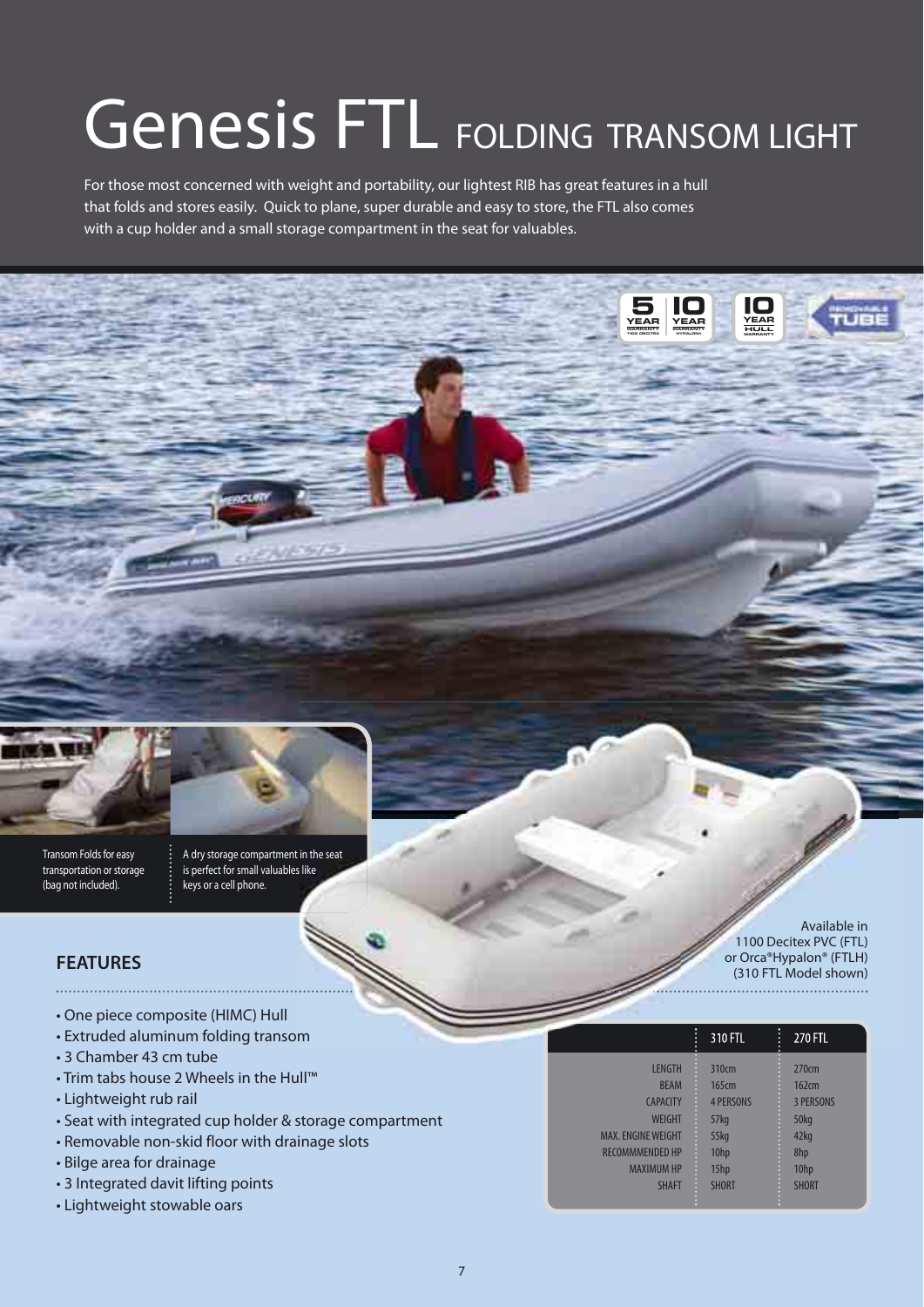# Genesis FTL FOLDING TRANSOM LIGHT

For those most concerned with weight and portability, our lightest RIB has great features in a hull that folds and stores easily. Quick to plane, super durable and easy to store, the FTL also comes with a cup holder and a small storage compartment in the seat for valuables.

Transom Folds for easy transportation or storage (bag not included).

A dry storage compartment in the seat is perfect for small valuables like keys or a cell phone.

## FEATURES

Available in 1100 Decitex PVC (FTL) or Orca®Hypalon® (FTLH) (310 FTL Model shown)

- One piece composite (HIMC) Hull
- Extruded aluminum folding transom
- 3 Chamber 43 cm tube
- Trim tabs house 2 Wheels in the Hull™
- Lightweight rub rail
- Seat with integrated cup holder & storage compartment
- Removable non-skid floor with drainage slots
- Bilge area for drainage
- 3 Integrated davit lifting points
- Lightweight stowable oars

| | 310 FTL | 270 FTL |
|---|---|---|
| LENGTH | 310cm | 270cm |
| BEAM | 165cm | 162cm |
| CAPACITY | 4 PERSONS | 3 PERSONS |
| WEIGHT | 57kg | 50kg |
| MAX. ENGINE WEIGHT | 55kg | 42kg |
| RECOMMMENDED HP | 10hp | 8hp |
| MAXIMUM HP | 15hp | 10hp |
| SHAFT | SHORT | SHORT |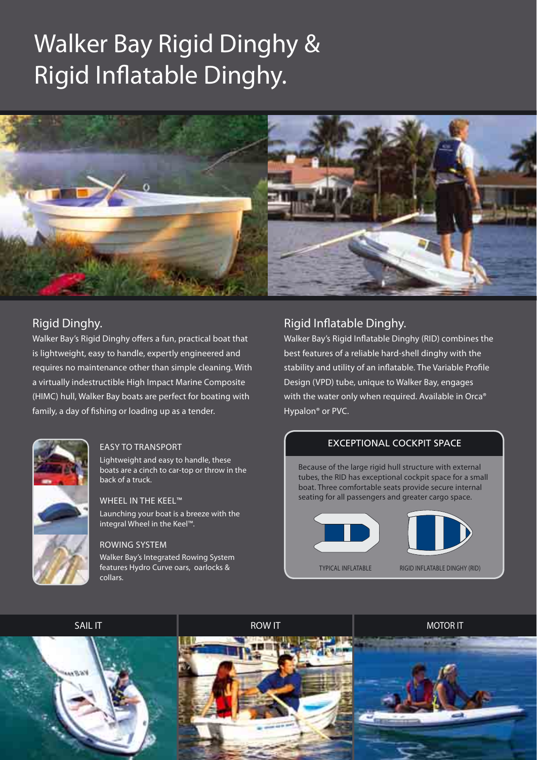# Walker Bay Rigid Dinghy & Rigid Inflatable Dinghy.

## Rigid Dinghy.

Walker Bay's Rigid Dinghy offers a fun, practical boat that is lightweight, easy to handle, expertly engineered and requires no maintenance other than simple cleaning. With a virtually indestructible High Impact Marine Composite (HIMC) hull, Walker Bay boats are perfect for boating with family, a day of fishing or loading up as a tender.

### EASY TO TRANSPORT

Lightweight and easy to handle, these boats are a cinch to car-top or throw in the back of a truck.

### WHEEL IN THE KEEL™

Launching your boat is a breeze with the integral Wheel in the Keel™.

### ROWING SYSTEM

Walker Bay's Integrated Rowing System features Hydro Curve oars, oarlocks & collars.

## Rigid Inflatable Dinghy.

Walker Bay's Rigid Inflatable Dinghy (RID) combines the best features of a reliable hard-shell dinghy with the stability and utility of an inflatable. The Variable Profile Design (VPD) tube, unique to Walker Bay, engages with the water only when required. Available in Orca® Hypalon® or PVC.

### EXCEPTIONAL COCKPIT SPACE

Because of the large rigid hull structure with external tubes, the RID has exceptional cockpit space for a small boat. Three comfortable seats provide secure internal seating for all passengers and greater cargo space.

TYPICAL INFLATABLE

RIGID INFLATABLE DINGHY (RID)

SAIL IT

ROW IT

MOTOR IT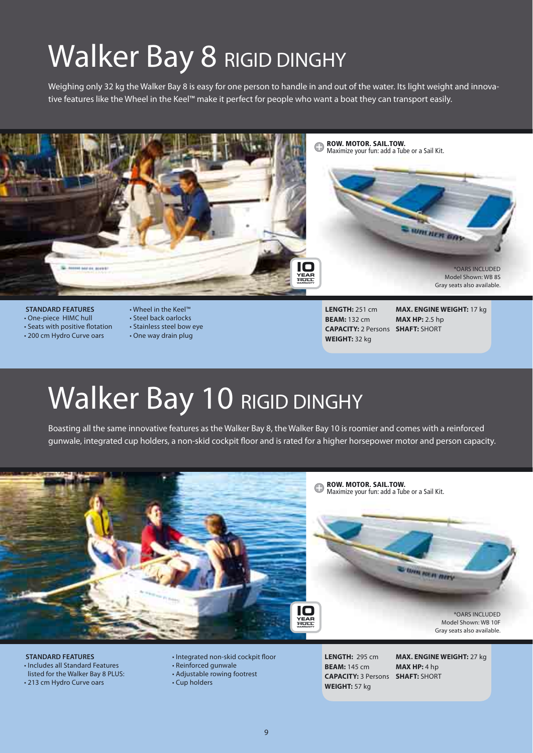# Walker Bay 8 RIGID DINGHY

Weighing only 32 kg the Walker Bay 8 is easy for one person to handle in and out of the water. Its light weight and innovative features like the Wheel in the Keel™ make it perfect for people who want a boat they can transport easily.

**ROW. MOTOR. SAIL.TOW.**
Maximize your fun: add a Tube or a Sail Kit.

10 YEAR HULL WARRANTY

*OARS INCLUDED
Model Shown: WB 8S
Gray seats also available.

**STANDARD FEATURES**

- One-piece HIMC hull
- Seats with positive flotation
- 200 cm Hydro Curve oars
- Wheel in the Keel™
- Steel back oarlocks
- Stainless steel bow eye
- One way drain plug

**LENGTH:** 251 cm
**BEAM:** 132 cm
**CAPACITY:** 2 Persons
**WEIGHT:** 32 kg
**MAX. ENGINE WEIGHT:** 17 kg
**MAX HP:** 2.5 hp
**SHAFT:** SHORT

# Walker Bay 10 RIGID DINGHY

Boasting all the same innovative features as the Walker Bay 8, the Walker Bay 10 is roomier and comes with a reinforced gunwale, integrated cup holders, a non-skid cockpit floor and is rated for a higher horsepower motor and person capacity.

**ROW. MOTOR. SAIL.TOW.**
Maximize your fun: add a Tube or a Sail Kit.

10 YEAR HULL WARRANTY

*OARS INCLUDED
Model Shown: WB 10F
Gray seats also available.

**STANDARD FEATURES**

- Includes all Standard Features listed for the Walker Bay 8 PLUS:
- 213 cm Hydro Curve oars
- Integrated non-skid cockpit floor
- Reinforced gunwale
- Adjustable rowing footrest
- Cup holders

**LENGTH:** 295 cm
**BEAM:** 145 cm
**CAPACITY:** 3 Persons
**WEIGHT:** 57 kg
**MAX. ENGINE WEIGHT:** 27 kg
**MAX HP:** 4 hp
**SHAFT:** SHORT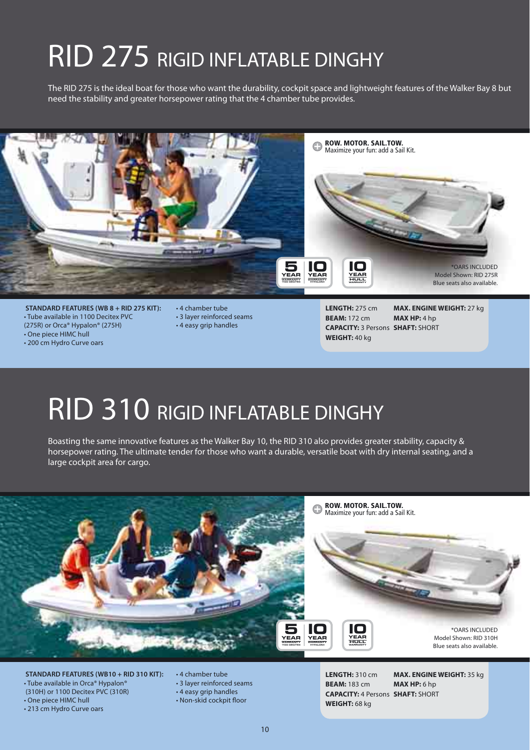# RID 275 RIGID INFLATABLE DINGHY

The RID 275 is the ideal boat for those who want the durability, cockpit space and lightweight features of the Walker Bay 8 but need the stability and greater horsepower rating that the 4 chamber tube provides.

**ROW. MOTOR. SAIL.TOW.**
Maximize your fun: add a Sail Kit.

5 YEAR WARRANTY 1100 DECITEX | 10 YEAR WARRANTY HYPALON® | 10 YEAR HULL WARRANTY

*OARS INCLUDED
Model Shown: RID 275R
Blue seats also available.

**STANDARD FEATURES (WB 8 + RID 275 KIT):**

- Tube available in 1100 Decitex PVC (275R) or Orca® Hypalon® (275H)
- One piece HIMC hull
- 200 cm Hydro Curve oars
- 4 chamber tube
- 3 layer reinforced seams
- 4 easy grip handles

**LENGTH:** 275 cm
**BEAM:** 172 cm
**CAPACITY:** 3 Persons
**WEIGHT:** 40 kg
**MAX. ENGINE WEIGHT:** 27 kg
**MAX HP:** 4 hp
**SHAFT:** SHORT

# RID 310 RIGID INFLATABLE DINGHY

Boasting the same innovative features as the Walker Bay 10, the RID 310 also provides greater stability, capacity & horsepower rating. The ultimate tender for those who want a durable, versatile boat with dry internal seating, and a large cockpit area for cargo.

**ROW. MOTOR. SAIL.TOW.**
Maximize your fun: add a Sail Kit.

5 YEAR WARRANTY 1100 DECITEX | 10 YEAR WARRANTY HYPALON® | 10 YEAR HULL WARRANTY

*OARS INCLUDED
Model Shown: RID 310H
Blue seats also available.

**STANDARD FEATURES (WB10 + RID 310 KIT):**

- Tube available in Orca® Hypalon® (310H) or 1100 Decitex PVC (310R)
- One piece HIMC hull
- 213 cm Hydro Curve oars
- 4 chamber tube
- 3 layer reinforced seams
- 4 easy grip handles
- Non-skid cockpit floor

**LENGTH:** 310 cm
**BEAM:** 183 cm
**CAPACITY:** 4 Persons
**WEIGHT:** 68 kg
**MAX. ENGINE WEIGHT:** 35 kg
**MAX HP:** 6 hp
**SHAFT:** SHORT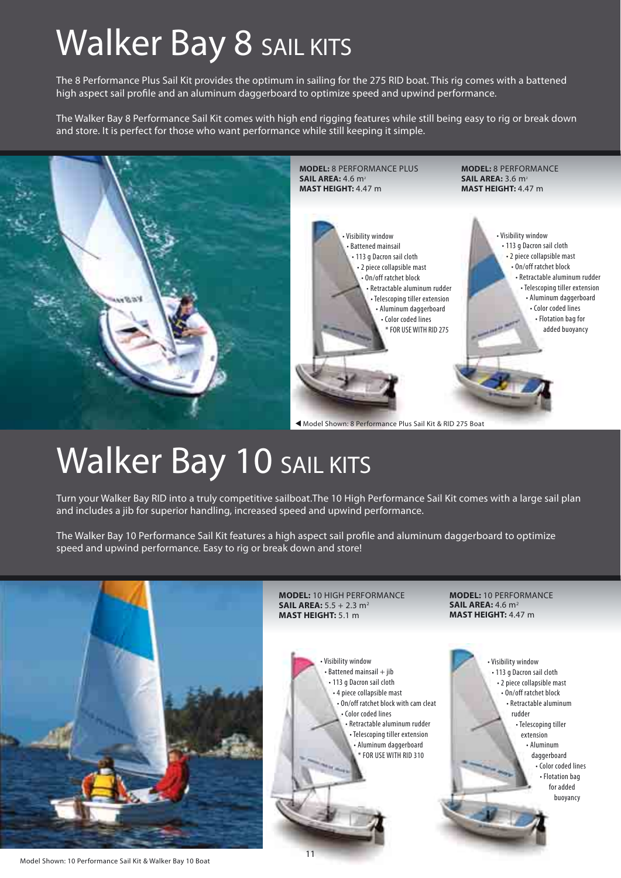# Walker Bay 8 SAIL KITS

The 8 Performance Plus Sail Kit provides the optimum in sailing for the 275 RID boat. This rig comes with a battened high aspect sail profile and an aluminum daggerboard to optimize speed and upwind performance.

The Walker Bay 8 Performance Sail Kit comes with high end rigging features while still being easy to rig or break down and store. It is perfect for those who want performance while still keeping it simple.

**MODEL:** 8 PERFORMANCE PLUS
**SAIL AREA:** 4.6 m²
**MAST HEIGHT:** 4.47 m

- Visibility window
- Battened mainsail
- 113 g Dacron sail cloth
- 2 piece collapsible mast
- On/off ratchet block
- Retractable aluminum rudder
- Telescoping tiller extension
- Aluminum daggerboard
- Color coded lines
- * FOR USE WITH RID 275

**MODEL:** 8 PERFORMANCE
**SAIL AREA:** 3.6 m²
**MAST HEIGHT:** 4.47 m

- Visibility window
- 113 g Dacron sail cloth
- 2 piece collapsible mast
- On/off ratchet block
- Retractable aluminum rudder
- Telescoping tiller extension
- Aluminum daggerboard
- Color coded lines
- Flotation bag for added buoyancy

◀ Model Shown: 8 Performance Plus Sail Kit & RID 275 Boat

# Walker Bay 10 SAIL KITS

Turn your Walker Bay RID into a truly competitive sailboat.The 10 High Performance Sail Kit comes with a large sail plan and includes a jib for superior handling, increased speed and upwind performance.

The Walker Bay 10 Performance Sail Kit features a high aspect sail profile and aluminum daggerboard to optimize speed and upwind performance. Easy to rig or break down and store!

**MODEL:** 10 HIGH PERFORMANCE
**SAIL AREA:** 5.5 + 2.3 m²
**MAST HEIGHT:** 5.1 m

- Visibility window
- Battened mainsail + jib
- 113 g Dacron sail cloth
- 4 piece collapsible mast
- On/off ratchet block with cam cleat
- Color coded lines
- Retractable aluminum rudder
- Telescoping tiller extension
- Aluminum daggerboard
- * FOR USE WITH RID 310

**MODEL:** 10 PERFORMANCE
**SAIL AREA:** 4.6 m²
**MAST HEIGHT:** 4.47 m

- Visibility window
- 113 g Dacron sail cloth
- 2 piece collapsible mast
- On/off ratchet block
- Retractable aluminum rudder
- Telescoping tiller extension
- Aluminum daggerboard
- Color coded lines
- Flotation bag for added buoyancy

Model Shown: 10 Performance Sail Kit & Walker Bay 10 Boat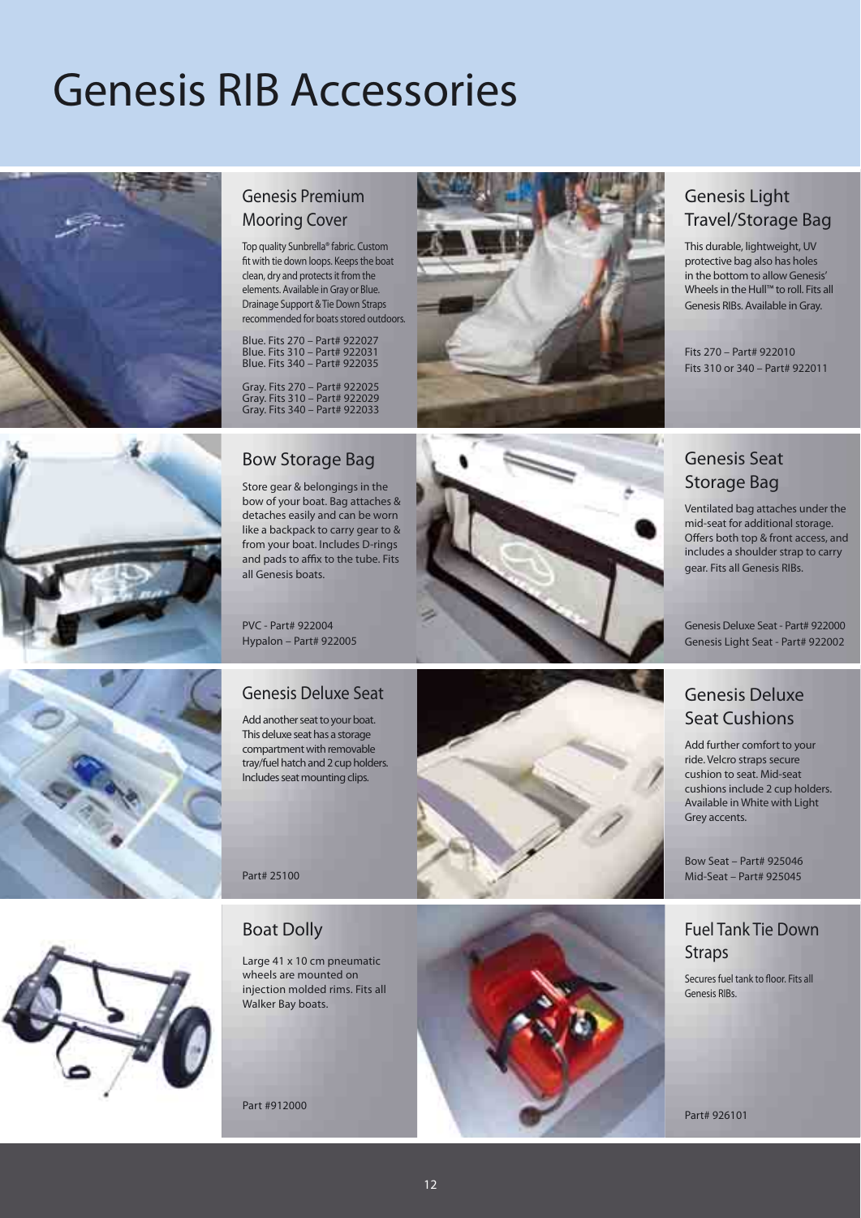# Genesis RIB Accessories

## Genesis Premium Mooring Cover

Top quality Sunbrella® fabric. Custom fit with tie down loops. Keeps the boat clean, dry and protects it from the elements. Available in Gray or Blue. Drainage Support & Tie Down Straps recommended for boats stored outdoors.

Blue. Fits 270 – Part# 922027
Blue. Fits 310 – Part# 922031
Blue. Fits 340 – Part# 922035

Gray. Fits 270 – Part# 922025
Gray. Fits 310 – Part# 922029
Gray. Fits 340 – Part# 922033

## Genesis Light Travel/Storage Bag

This durable, lightweight, UV protective bag also has holes in the bottom to allow Genesis' Wheels in the Hull™ to roll. Fits all Genesis RIBs. Available in Gray.

Fits 270 – Part# 922010
Fits 310 or 340 – Part# 922011

## Bow Storage Bag

Store gear & belongings in the bow of your boat. Bag attaches & detaches easily and can be worn like a backpack to carry gear to & from your boat. Includes D-rings and pads to affix to the tube. Fits all Genesis boats.

PVC - Part# 922004
Hypalon – Part# 922005

## Genesis Seat Storage Bag

Ventilated bag attaches under the mid-seat for additional storage. Offers both top & front access, and includes a shoulder strap to carry gear. Fits all Genesis RIBs.

Genesis Deluxe Seat - Part# 922000
Genesis Light Seat - Part# 922002

## Genesis Deluxe Seat

Add another seat to your boat. This deluxe seat has a storage compartment with removable tray/fuel hatch and 2 cup holders. Includes seat mounting clips.

Part# 25100

## Genesis Deluxe Seat Cushions

Add further comfort to your ride. Velcro straps secure cushion to seat. Mid-seat cushions include 2 cup holders. Available in White with Light Grey accents.

Bow Seat – Part# 925046
Mid-Seat – Part# 925045

## Boat Dolly

Large 41 x 10 cm pneumatic wheels are mounted on injection molded rims. Fits all Walker Bay boats.

Part #912000

## Fuel Tank Tie Down Straps

Secures fuel tank to floor. Fits all Genesis RIBs.

Part# 926101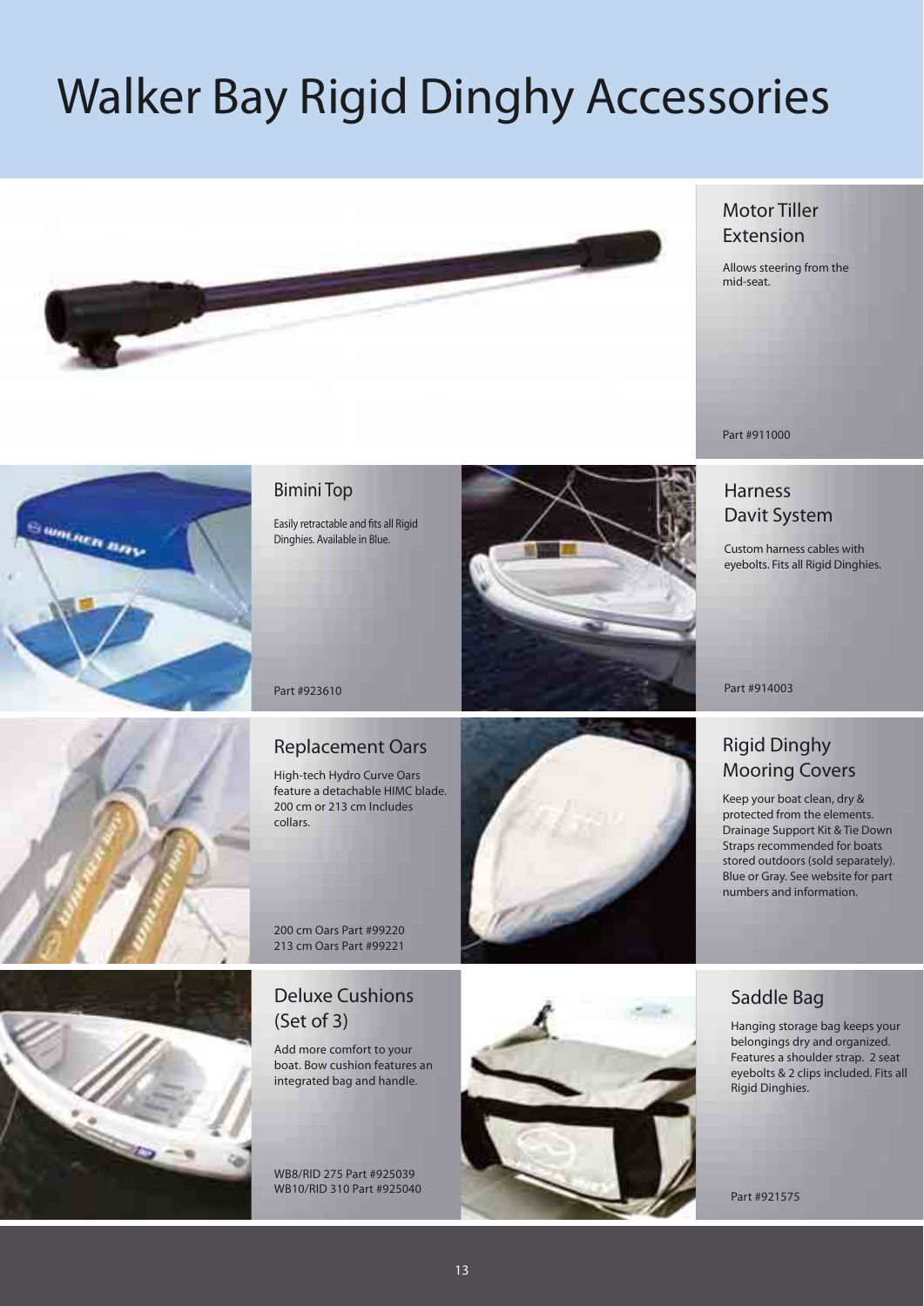# Walker Bay Rigid Dinghy Accessories

## Motor Tiller Extension

Allows steering from the mid-seat.

Part #911000

## Bimini Top

Easily retractable and fits all Rigid Dinghies. Available in Blue.

Part #923610

## Harness Davit System

Custom harness cables with eyebolts. Fits all Rigid Dinghies.

Part #914003

## Replacement Oars

High-tech Hydro Curve Oars feature a detachable HIMC blade. 200 cm or 213 cm Includes collars.

200 cm Oars Part #99220
213 cm Oars Part #99221

## Rigid Dinghy Mooring Covers

Keep your boat clean, dry & protected from the elements. Drainage Support Kit & Tie Down Straps recommended for boats stored outdoors (sold separately). Blue or Gray. See website for part numbers and information.

## Deluxe Cushions (Set of 3)

Add more comfort to your boat. Bow cushion features an integrated bag and handle.

WB8/RID 275 Part #925039
WB10/RID 310 Part #925040

## Saddle Bag

Hanging storage bag keeps your belongings dry and organized. Features a shoulder strap. 2 seat eyebolts & 2 clips included. Fits all Rigid Dinghies.

Part #921575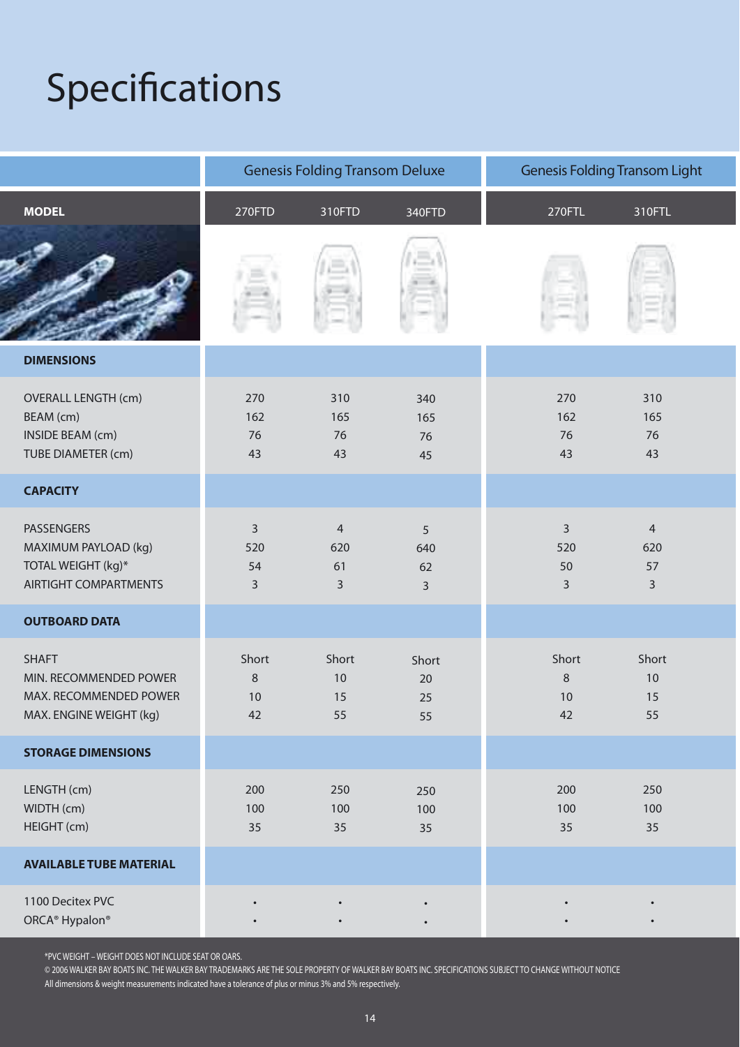# Specifications

| | Genesis Folding Transom Deluxe | | | Genesis Folding Transom Light | |
|---|---|---|---|---|---|
| **MODEL** | 270FTD | 310FTD | 340FTD | 270FTL | 310FTL |
| **DIMENSIONS** | | | | | |
| OVERALL LENGTH (cm) | 270 | 310 | 340 | 270 | 310 |
| BEAM (cm) | 162 | 165 | 165 | 162 | 165 |
| INSIDE BEAM (cm) | 76 | 76 | 76 | 76 | 76 |
| TUBE DIAMETER (cm) | 43 | 43 | 45 | 43 | 43 |
| **CAPACITY** | | | | | |
| PASSENGERS | 3 | 4 | 5 | 3 | 4 |
| MAXIMUM PAYLOAD (kg) | 520 | 620 | 640 | 520 | 620 |
| TOTAL WEIGHT (kg)* | 54 | 61 | 62 | 50 | 57 |
| AIRTIGHT COMPARTMENTS | 3 | 3 | 3 | 3 | 3 |
| **OUTBOARD DATA** | | | | | |
| SHAFT | Short | Short | Short | Short | Short |
| MIN. RECOMMENDED POWER | 8 | 10 | 20 | 8 | 10 |
| MAX. RECOMMENDED POWER | 10 | 15 | 25 | 10 | 15 |
| MAX. ENGINE WEIGHT (kg) | 42 | 55 | 55 | 42 | 55 |
| **STORAGE DIMENSIONS** | | | | | |
| LENGTH (cm) | 200 | 250 | 250 | 200 | 250 |
| WIDTH (cm) | 100 | 100 | 100 | 100 | 100 |
| HEIGHT (cm) | 35 | 35 | 35 | 35 | 35 |
| **AVAILABLE TUBE MATERIAL** | | | | | |
| 1100 Decitex PVC | • | • | • | • | • |
| ORCA® Hypalon® | • | • | • | • | • |

*PVC WEIGHT – WEIGHT DOES NOT INCLUDE SEAT OR OARS.

© 2006 WALKER BAY BOATS INC. THE WALKER BAY TRADEMARKS ARE THE SOLE PROPERTY OF WALKER BAY BOATS INC. SPECIFICATIONS SUBJECT TO CHANGE WITHOUT NOTICE

All dimensions & weight measurements indicated have a tolerance of plus or minus 3% and 5% respectively.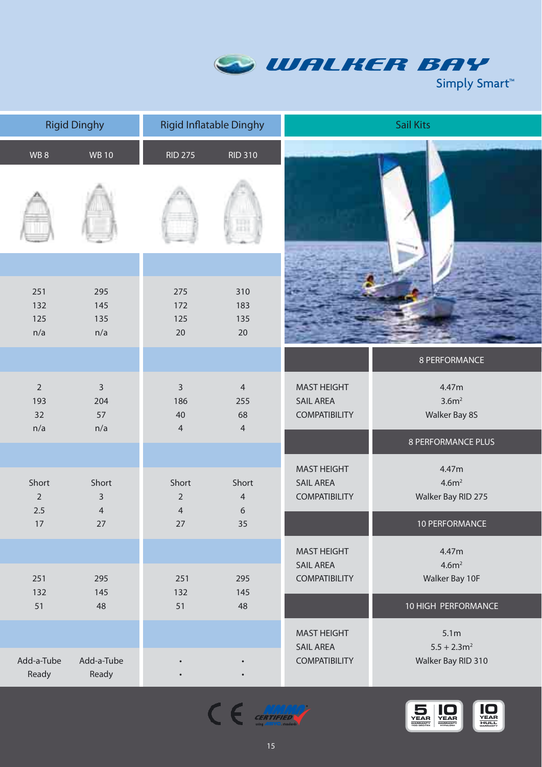# WALKER BAY

Simply Smart™

| | Rigid Dinghy | | Rigid Inflatable Dinghy | |
|---|---|---|---|---|
| | WB 8 | WB 10 | RID 275 | RID 310 |
| | 251 | 295 | 275 | 310 |
| | 132 | 145 | 172 | 183 |
| | 125 | 135 | 125 | 135 |
| | n/a | n/a | 20 | 20 |
| | 2 | 3 | 3 | 4 |
| | 193 | 204 | 186 | 255 |
| | 32 | 57 | 40 | 68 |
| | n/a | n/a | 4 | 4 |
| | Short | Short | Short | Short |
| | 2 | 3 | 2 | 4 |
| | 2.5 | 4 | 4 | 6 |
| | 17 | 27 | 27 | 35 |
| | 251 | 295 | 251 | 295 |
| | 132 | 145 | 132 | 145 |
| | 51 | 48 | 51 | 48 |
| | Add-a-Tube Ready | Add-a-Tube Ready | • • | • • |

## Sail Kits

| | 8 PERFORMANCE |
|---|---|
| MAST HEIGHT | 4.47m |
| SAIL AREA | 3.6m² |
| COMPATIBILITY | Walker Bay 8S |

| | 8 PERFORMANCE PLUS |
|---|---|
| MAST HEIGHT | 4.47m |
| SAIL AREA | 4.6m² |
| COMPATIBILITY | Walker Bay RID 275 |

| | 10 PERFORMANCE |
|---|---|
| MAST HEIGHT | 4.47m |
| SAIL AREA | 4.6m² |
| COMPATIBILITY | Walker Bay 10F |

| | 10 HIGH PERFORMANCE |
|---|---|
| MAST HEIGHT | 5.1m |
| SAIL AREA | 5.5 + 2.3m² |
| COMPATIBILITY | Walker Bay RID 310 |

CE — NMMA CERTIFIED using ABYC standards

5 YEAR WARRANTY | 10 YEAR WARRANTY | 10 YEAR HULL WARRANTY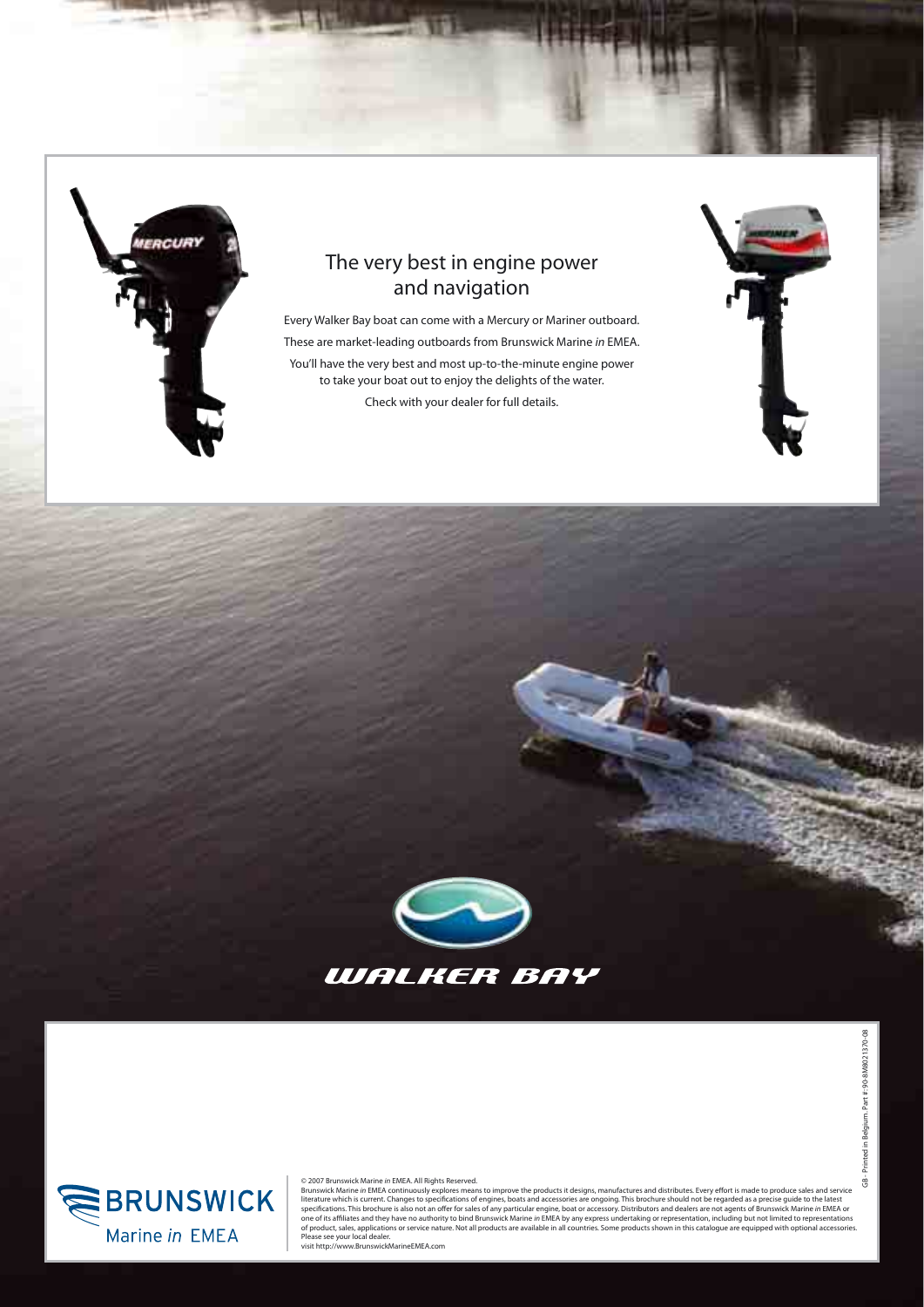## The very best in engine power and navigation

Every Walker Bay boat can come with a Mercury or Mariner outboard.

These are market-leading outboards from Brunswick Marine *in* EMEA.

You'll have the very best and most up-to-the-minute engine power to take your boat out to enjoy the delights of the water.

Check with your dealer for full details.

WALKER BAY

BRUNSWICK Marine *in* EMEA

© 2007 Brunswick Marine *in* EMEA. All Rights Reserved.
Brunswick Marine *in* EMEA continuously explores means to improve the products it designs, manufactures and distributes. Every effort is made to produce sales and service literature which is current. Changes to specifications of engines, boats and accessories are ongoing. This brochure should not be regarded as a precise guide to the latest specifications. This brochure is also not an offer for sales of any particular engine, boat or accessory. Distributors and dealers are not agents of Brunswick Marine *in* EMEA or one of its affiliates and they have no authority to bind Brunswick Marine *in* EMEA by any express undertaking or representation, including but not limited to representations of product, sales, applications or service nature. Not all products are available in all countries. Some products shown in this catalogue are equipped with optional accessories. Please see your local dealer.
visit http://www.BrunswickMarineEMEA.com

GB - Printed in Belgium. Part #: 90-8M0021370-08